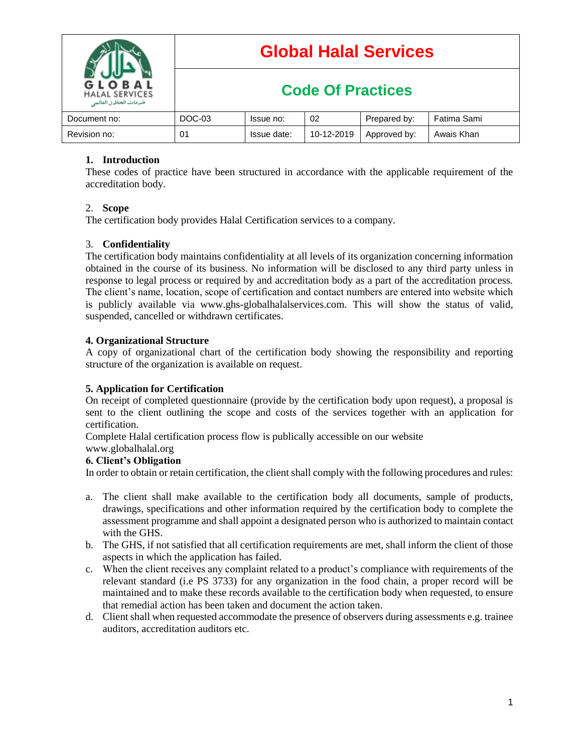| | Global Halal Services | | | | |
|---|---|---|---|---|---|
| | **Code Of Practices** | | | | |
| Document no: | DOC-03 | Issue no: | 02 | Prepared by: | Fatima Sami |
| Revision no: | 01 | Issue date: | 10-12-2019 | Approved by: | Awais Khan |

## 1. Introduction

These codes of practice have been structured in accordance with the applicable requirement of the accreditation body.

## 2. Scope

The certification body provides Halal Certification services to a company.

## 3. Confidentiality

The certification body maintains confidentiality at all levels of its organization concerning information obtained in the course of its business. No information will be disclosed to any third party unless in response to legal process or required by and accreditation body as a part of the accreditation process. The client's name, location, scope of certification and contact numbers are entered into website which is publicly available via www.ghs-globalhalalservices.com. This will show the status of valid, suspended, cancelled or withdrawn certificates.

## 4. Organizational Structure

A copy of organizational chart of the certification body showing the responsibility and reporting structure of the organization is available on request.

## 5. Application for Certification

On receipt of completed questionnaire (provide by the certification body upon request), a proposal is sent to the client outlining the scope and costs of the services together with an application for certification.

Complete Halal certification process flow is publically accessible on our website www.globalhalal.org

## 6. Client's Obligation

In order to obtain or retain certification, the client shall comply with the following procedures and rules:

a. The client shall make available to the certification body all documents, sample of products, drawings, specifications and other information required by the certification body to complete the assessment programme and shall appoint a designated person who is authorized to maintain contact with the GHS.

b. The GHS, if not satisfied that all certification requirements are met, shall inform the client of those aspects in which the application has failed.

c. When the client receives any complaint related to a product's compliance with requirements of the relevant standard (i.e PS 3733) for any organization in the food chain, a proper record will be maintained and to make these records available to the certification body when requested, to ensure that remedial action has been taken and document the action taken.

d. Client shall when requested accommodate the presence of observers during assessments e.g. trainee auditors, accreditation auditors etc.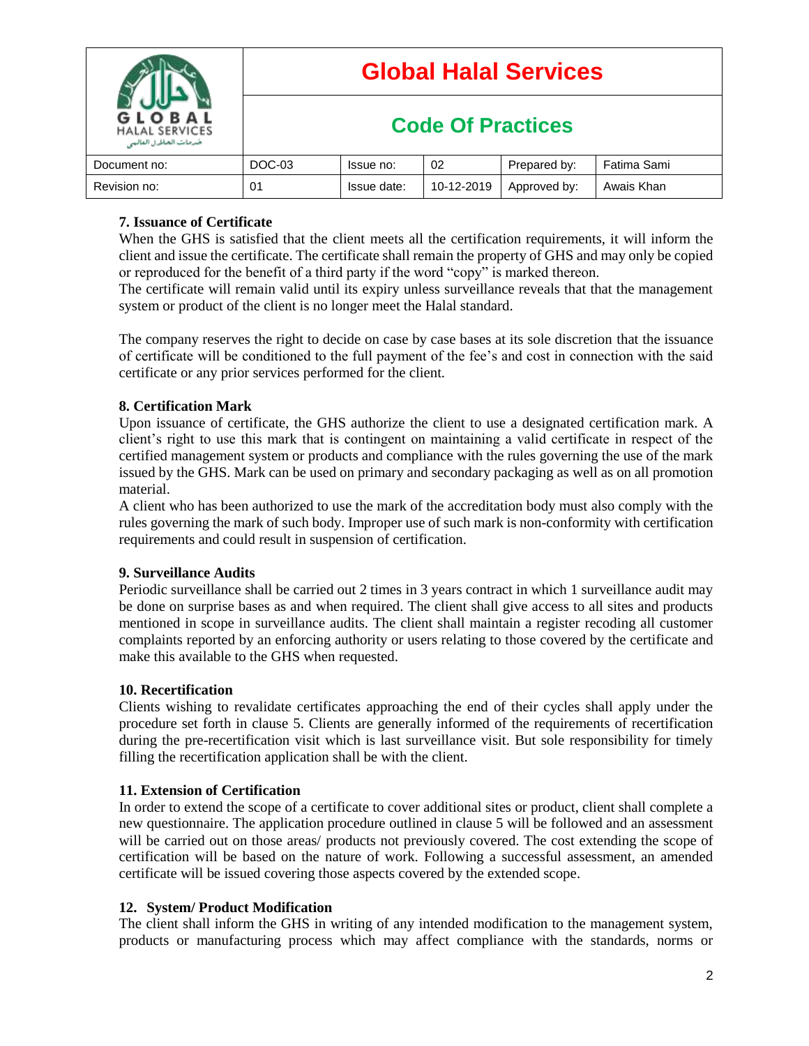## 7. Issuance of Certificate

When the GHS is satisfied that the client meets all the certification requirements, it will inform the client and issue the certificate. The certificate shall remain the property of GHS and may only be copied or reproduced for the benefit of a third party if the word “copy” is marked thereon.

The certificate will remain valid until its expiry unless surveillance reveals that that the management system or product of the client is no longer meet the Halal standard.

The company reserves the right to decide on case by case bases at its sole discretion that the issuance of certificate will be conditioned to the full payment of the fee’s and cost in connection with the said certificate or any prior services performed for the client.

## 8. Certification Mark

Upon issuance of certificate, the GHS authorize the client to use a designated certification mark. A client’s right to use this mark that is contingent on maintaining a valid certificate in respect of the certified management system or products and compliance with the rules governing the use of the mark issued by the GHS. Mark can be used on primary and secondary packaging as well as on all promotion material.

A client who has been authorized to use the mark of the accreditation body must also comply with the rules governing the mark of such body. Improper use of such mark is non-conformity with certification requirements and could result in suspension of certification.

## 9. Surveillance Audits

Periodic surveillance shall be carried out 2 times in 3 years contract in which 1 surveillance audit may be done on surprise bases as and when required. The client shall give access to all sites and products mentioned in scope in surveillance audits. The client shall maintain a register recoding all customer complaints reported by an enforcing authority or users relating to those covered by the certificate and make this available to the GHS when requested.

## 10. Recertification

Clients wishing to revalidate certificates approaching the end of their cycles shall apply under the procedure set forth in clause 5. Clients are generally informed of the requirements of recertification during the pre-recertification visit which is last surveillance visit. But sole responsibility for timely filling the recertification application shall be with the client.

## 11. Extension of Certification

In order to extend the scope of a certificate to cover additional sites or product, client shall complete a new questionnaire. The application procedure outlined in clause 5 will be followed and an assessment will be carried out on those areas/ products not previously covered. The cost extending the scope of certification will be based on the nature of work. Following a successful assessment, an amended certificate will be issued covering those aspects covered by the extended scope.

## 12. System/ Product Modification

The client shall inform the GHS in writing of any intended modification to the management system, products or manufacturing process which may affect compliance with the standards, norms or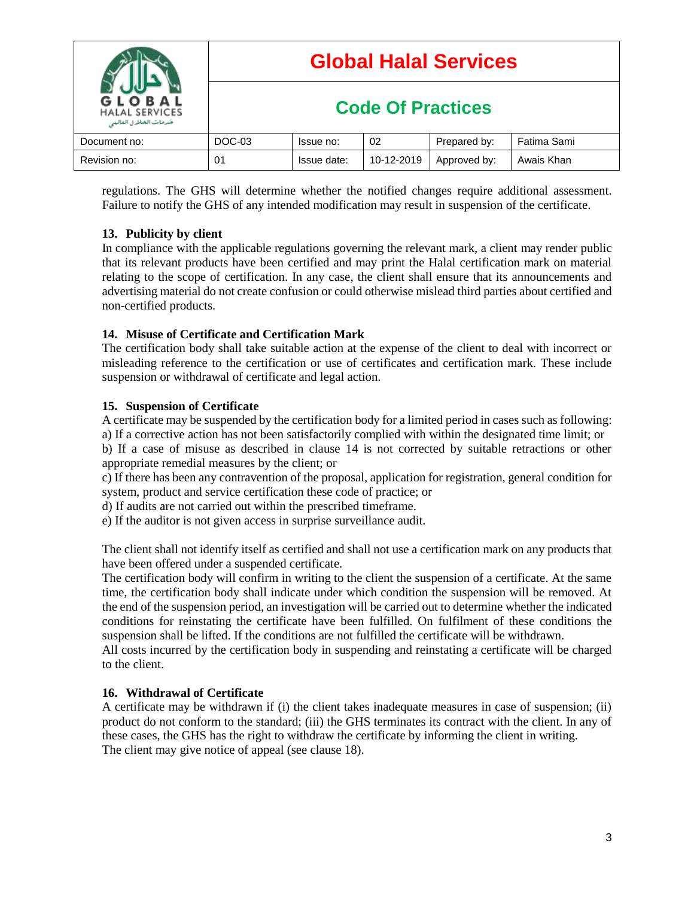regulations. The GHS will determine whether the notified changes require additional assessment. Failure to notify the GHS of any intended modification may result in suspension of the certificate.

### 13. Publicity by client

In compliance with the applicable regulations governing the relevant mark, a client may render public that its relevant products have been certified and may print the Halal certification mark on material relating to the scope of certification. In any case, the client shall ensure that its announcements and advertising material do not create confusion or could otherwise mislead third parties about certified and non-certified products.

### 14. Misuse of Certificate and Certification Mark

The certification body shall take suitable action at the expense of the client to deal with incorrect or misleading reference to the certification or use of certificates and certification mark. These include suspension or withdrawal of certificate and legal action.

### 15. Suspension of Certificate

A certificate may be suspended by the certification body for a limited period in cases such as following:

a) If a corrective action has not been satisfactorily complied with within the designated time limit; or

b) If a case of misuse as described in clause 14 is not corrected by suitable retractions or other appropriate remedial measures by the client; or

c) If there has been any contravention of the proposal, application for registration, general condition for system, product and service certification these code of practice; or

d) If audits are not carried out within the prescribed timeframe.

e) If the auditor is not given access in surprise surveillance audit.

The client shall not identify itself as certified and shall not use a certification mark on any products that have been offered under a suspended certificate.

The certification body will confirm in writing to the client the suspension of a certificate. At the same time, the certification body shall indicate under which condition the suspension will be removed. At the end of the suspension period, an investigation will be carried out to determine whether the indicated conditions for reinstating the certificate have been fulfilled. On fulfilment of these conditions the suspension shall be lifted. If the conditions are not fulfilled the certificate will be withdrawn.

All costs incurred by the certification body in suspending and reinstating a certificate will be charged to the client.

### 16. Withdrawal of Certificate

A certificate may be withdrawn if (i) the client takes inadequate measures in case of suspension; (ii) product do not conform to the standard; (iii) the GHS terminates its contract with the client. In any of these cases, the GHS has the right to withdraw the certificate by informing the client in writing.

The client may give notice of appeal (see clause 18).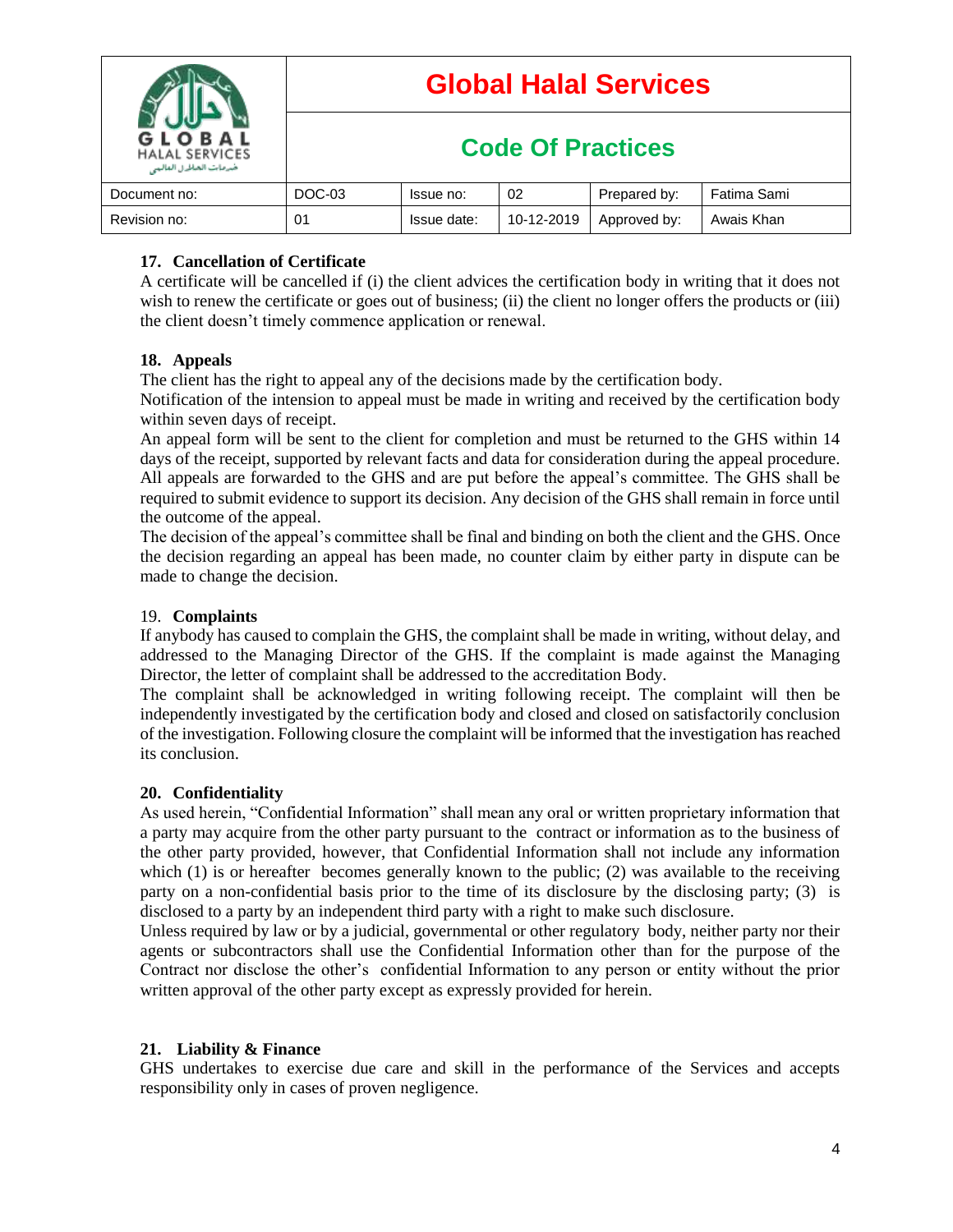**17. Cancellation of Certificate**

A certificate will be cancelled if (i) the client advices the certification body in writing that it does not wish to renew the certificate or goes out of business; (ii) the client no longer offers the products or (iii) the client doesn't timely commence application or renewal.

**18. Appeals**

The client has the right to appeal any of the decisions made by the certification body.

Notification of the intension to appeal must be made in writing and received by the certification body within seven days of receipt.

An appeal form will be sent to the client for completion and must be returned to the GHS within 14 days of the receipt, supported by relevant facts and data for consideration during the appeal procedure. All appeals are forwarded to the GHS and are put before the appeal's committee. The GHS shall be required to submit evidence to support its decision. Any decision of the GHS shall remain in force until the outcome of the appeal.

The decision of the appeal's committee shall be final and binding on both the client and the GHS. Once the decision regarding an appeal has been made, no counter claim by either party in dispute can be made to change the decision.

19. **Complaints**

If anybody has caused to complain the GHS, the complaint shall be made in writing, without delay, and addressed to the Managing Director of the GHS. If the complaint is made against the Managing Director, the letter of complaint shall be addressed to the accreditation Body.

The complaint shall be acknowledged in writing following receipt. The complaint will then be independently investigated by the certification body and closed and closed on satisfactorily conclusion of the investigation. Following closure the complaint will be informed that the investigation has reached its conclusion.

**20. Confidentiality**

As used herein, "Confidential Information" shall mean any oral or written proprietary information that a party may acquire from the other party pursuant to the contract or information as to the business of the other party provided, however, that Confidential Information shall not include any information which (1) is or hereafter becomes generally known to the public; (2) was available to the receiving party on a non-confidential basis prior to the time of its disclosure by the disclosing party; (3) is disclosed to a party by an independent third party with a right to make such disclosure.

Unless required by law or by a judicial, governmental or other regulatory body, neither party nor their agents or subcontractors shall use the Confidential Information other than for the purpose of the Contract nor disclose the other's confidential Information to any person or entity without the prior written approval of the other party except as expressly provided for herein.

**21. Liability & Finance**

GHS undertakes to exercise due care and skill in the performance of the Services and accepts responsibility only in cases of proven negligence.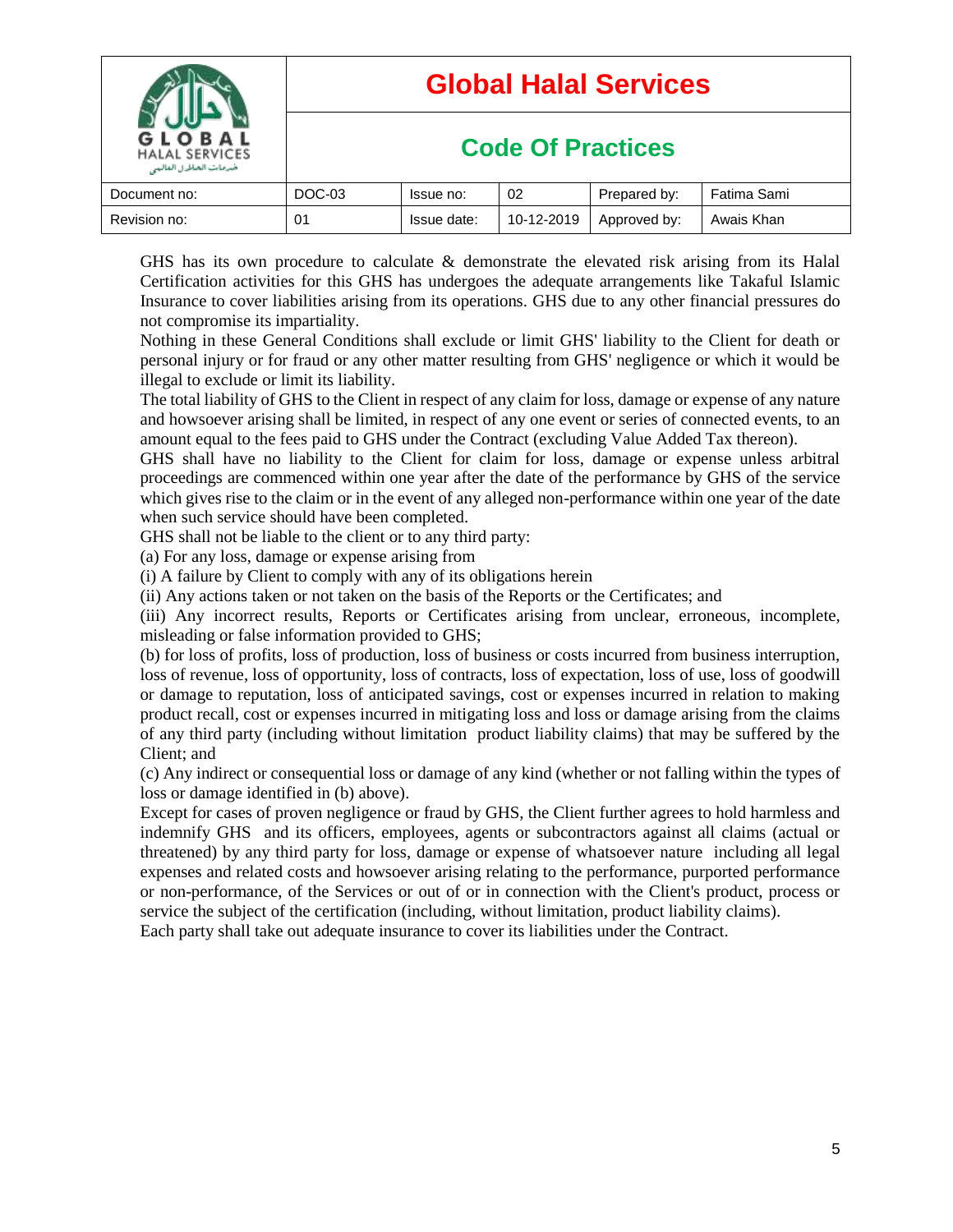GHS has its own procedure to calculate & demonstrate the elevated risk arising from its Halal Certification activities for this GHS has undergoes the adequate arrangements like Takaful Islamic Insurance to cover liabilities arising from its operations. GHS due to any other financial pressures do not compromise its impartiality.

Nothing in these General Conditions shall exclude or limit GHS' liability to the Client for death or personal injury or for fraud or any other matter resulting from GHS' negligence or which it would be illegal to exclude or limit its liability.

The total liability of GHS to the Client in respect of any claim for loss, damage or expense of any nature and howsoever arising shall be limited, in respect of any one event or series of connected events, to an amount equal to the fees paid to GHS under the Contract (excluding Value Added Tax thereon).

GHS shall have no liability to the Client for claim for loss, damage or expense unless arbitral proceedings are commenced within one year after the date of the performance by GHS of the service which gives rise to the claim or in the event of any alleged non-performance within one year of the date when such service should have been completed.

GHS shall not be liable to the client or to any third party:

(a) For any loss, damage or expense arising from

(i) A failure by Client to comply with any of its obligations herein

(ii) Any actions taken or not taken on the basis of the Reports or the Certificates; and

(iii) Any incorrect results, Reports or Certificates arising from unclear, erroneous, incomplete, misleading or false information provided to GHS;

(b) for loss of profits, loss of production, loss of business or costs incurred from business interruption, loss of revenue, loss of opportunity, loss of contracts, loss of expectation, loss of use, loss of goodwill or damage to reputation, loss of anticipated savings, cost or expenses incurred in relation to making product recall, cost or expenses incurred in mitigating loss and loss or damage arising from the claims of any third party (including without limitation product liability claims) that may be suffered by the Client; and

(c) Any indirect or consequential loss or damage of any kind (whether or not falling within the types of loss or damage identified in (b) above).

Except for cases of proven negligence or fraud by GHS, the Client further agrees to hold harmless and indemnify GHS and its officers, employees, agents or subcontractors against all claims (actual or threatened) by any third party for loss, damage or expense of whatsoever nature including all legal expenses and related costs and howsoever arising relating to the performance, purported performance or non-performance, of the Services or out of or in connection with the Client's product, process or service the subject of the certification (including, without limitation, product liability claims).

Each party shall take out adequate insurance to cover its liabilities under the Contract.